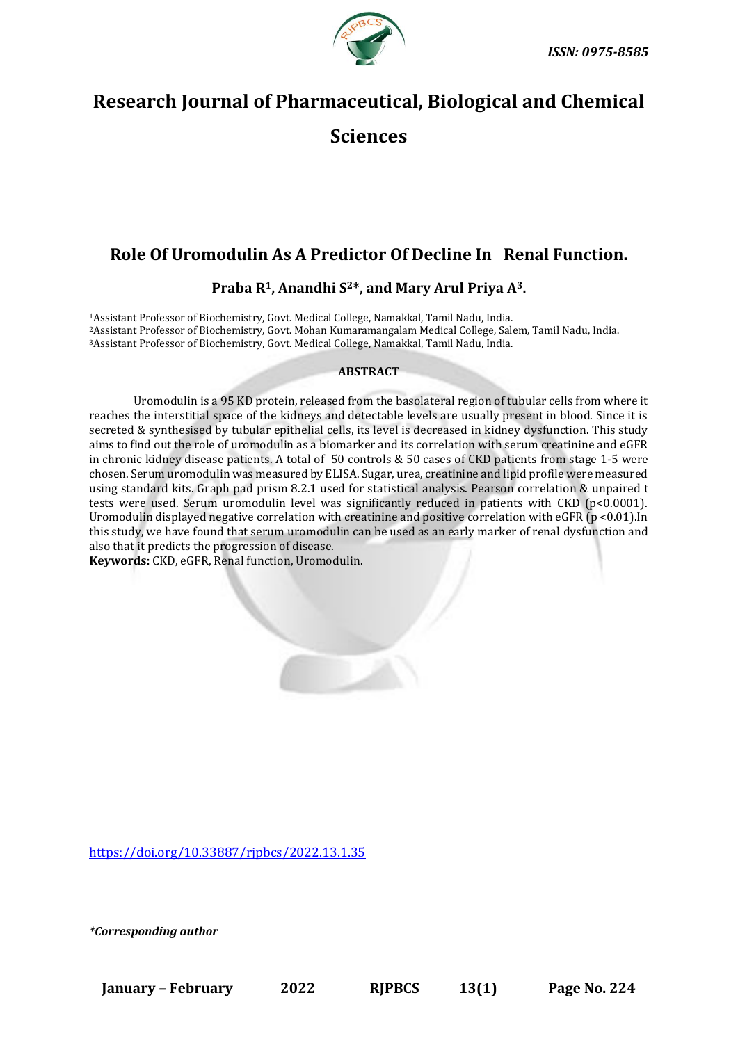# Research Journal of Pharmaceutical, Biological and Chemical Sciences

## Role Of Uromodulin As A Predictor Of Decline In Renal Function.

**Praba R[1], Anandhi S[2]*, and Mary Arul Priya A[3].**

[1]Assistant Professor of Biochemistry, Govt. Medical College, Namakkal, Tamil Nadu, India.
[2]Assistant Professor of Biochemistry, Govt. Mohan Kumaramangalam Medical College, Salem, Tamil Nadu, India.
[3]Assistant Professor of Biochemistry, Govt. Medical College, Namakkal, Tamil Nadu, India.

### ABSTRACT

Uromodulin is a 95 KD protein, released from the basolateral region of tubular cells from where it reaches the interstitial space of the kidneys and detectable levels are usually present in blood. Since it is secreted & synthesised by tubular epithelial cells, its level is decreased in kidney dysfunction. This study aims to find out the role of uromodulin as a biomarker and its correlation with serum creatinine and eGFR in chronic kidney disease patients. A total of 50 controls & 50 cases of CKD patients from stage 1-5 were chosen. Serum uromodulin was measured by ELISA. Sugar, urea, creatinine and lipid profile were measured using standard kits. Graph pad prism 8.2.1 used for statistical analysis. Pearson correlation & unpaired t tests were used. Serum uromodulin level was significantly reduced in patients with CKD ($p<0.0001$). Uromodulin displayed negative correlation with creatinine and positive correlation with eGFR ($p<0.01$).In this study, we have found that serum uromodulin can be used as an early marker of renal dysfunction and also that it predicts the progression of disease.

**Keywords:** CKD, eGFR, Renal function, Uromodulin.

https://doi.org/10.33887/rjpbcs/2022.13.1.35

*\*Corresponding author*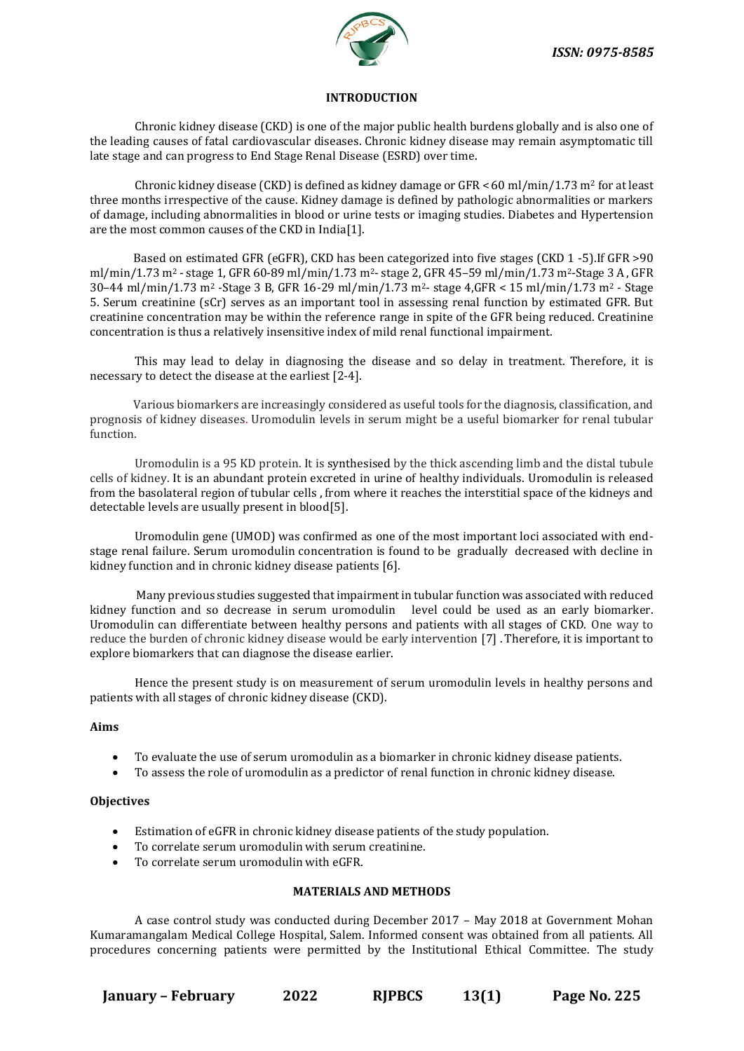## INTRODUCTION

Chronic kidney disease (CKD) is one of the major public health burdens globally and is also one of the leading causes of fatal cardiovascular diseases. Chronic kidney disease may remain asymptomatic till late stage and can progress to End Stage Renal Disease (ESRD) over time.

Chronic kidney disease (CKD) is defined as kidney damage or GFR < 60 ml/min/1.73 $m^2$ for at least three months irrespective of the cause. Kidney damage is defined by pathologic abnormalities or markers of damage, including abnormalities in blood or urine tests or imaging studies. Diabetes and Hypertension are the most common causes of the CKD in India[1].

Based on estimated GFR (eGFR), CKD has been categorized into five stages (CKD 1 -5).If GFR >90 ml/min/1.73 $m^2$ - stage 1, GFR 60-89 ml/min/1.73 $m^2$- stage 2, GFR 45–59 ml/min/1.73 $m^2$-Stage 3 A , GFR 30–44 ml/min/1.73 $m^2$ -Stage 3 B, GFR 16-29 ml/min/1.73 $m^2$- stage 4,GFR < 15 ml/min/1.73 $m^2$ - Stage 5. Serum creatinine (sCr) serves as an important tool in assessing renal function by estimated GFR. But creatinine concentration may be within the reference range in spite of the GFR being reduced. Creatinine concentration is thus a relatively insensitive index of mild renal functional impairment.

This may lead to delay in diagnosing the disease and so delay in treatment. Therefore, it is necessary to detect the disease at the earliest [2-4].

Various biomarkers are increasingly considered as useful tools for the diagnosis, classification, and prognosis of kidney diseases. Uromodulin levels in serum might be a useful biomarker for renal tubular function.

Uromodulin is a 95 KD protein. It is synthesised by the thick ascending limb and the distal tubule cells of kidney. It is an abundant protein excreted in urine of healthy individuals. Uromodulin is released from the basolateral region of tubular cells , from where it reaches the interstitial space of the kidneys and detectable levels are usually present in blood[5].

Uromodulin gene (UMOD) was confirmed as one of the most important loci associated with end-stage renal failure. Serum uromodulin concentration is found to be gradually decreased with decline in kidney function and in chronic kidney disease patients [6].

Many previous studies suggested that impairment in tubular function was associated with reduced kidney function and so decrease in serum uromodulin level could be used as an early biomarker. Uromodulin can differentiate between healthy persons and patients with all stages of CKD. One way to reduce the burden of chronic kidney disease would be early intervention [7] . Therefore, it is important to explore biomarkers that can diagnose the disease earlier.

Hence the present study is on measurement of serum uromodulin levels in healthy persons and patients with all stages of chronic kidney disease (CKD).

**Aims**

- To evaluate the use of serum uromodulin as a biomarker in chronic kidney disease patients.
- To assess the role of uromodulin as a predictor of renal function in chronic kidney disease.

**Objectives**

- Estimation of eGFR in chronic kidney disease patients of the study population.
- To correlate serum uromodulin with serum creatinine.
- To correlate serum uromodulin with eGFR.

## MATERIALS AND METHODS

A case control study was conducted during December 2017 – May 2018 at Government Mohan Kumaramangalam Medical College Hospital, Salem. Informed consent was obtained from all patients. All procedures concerning patients were permitted by the Institutional Ethical Committee. The study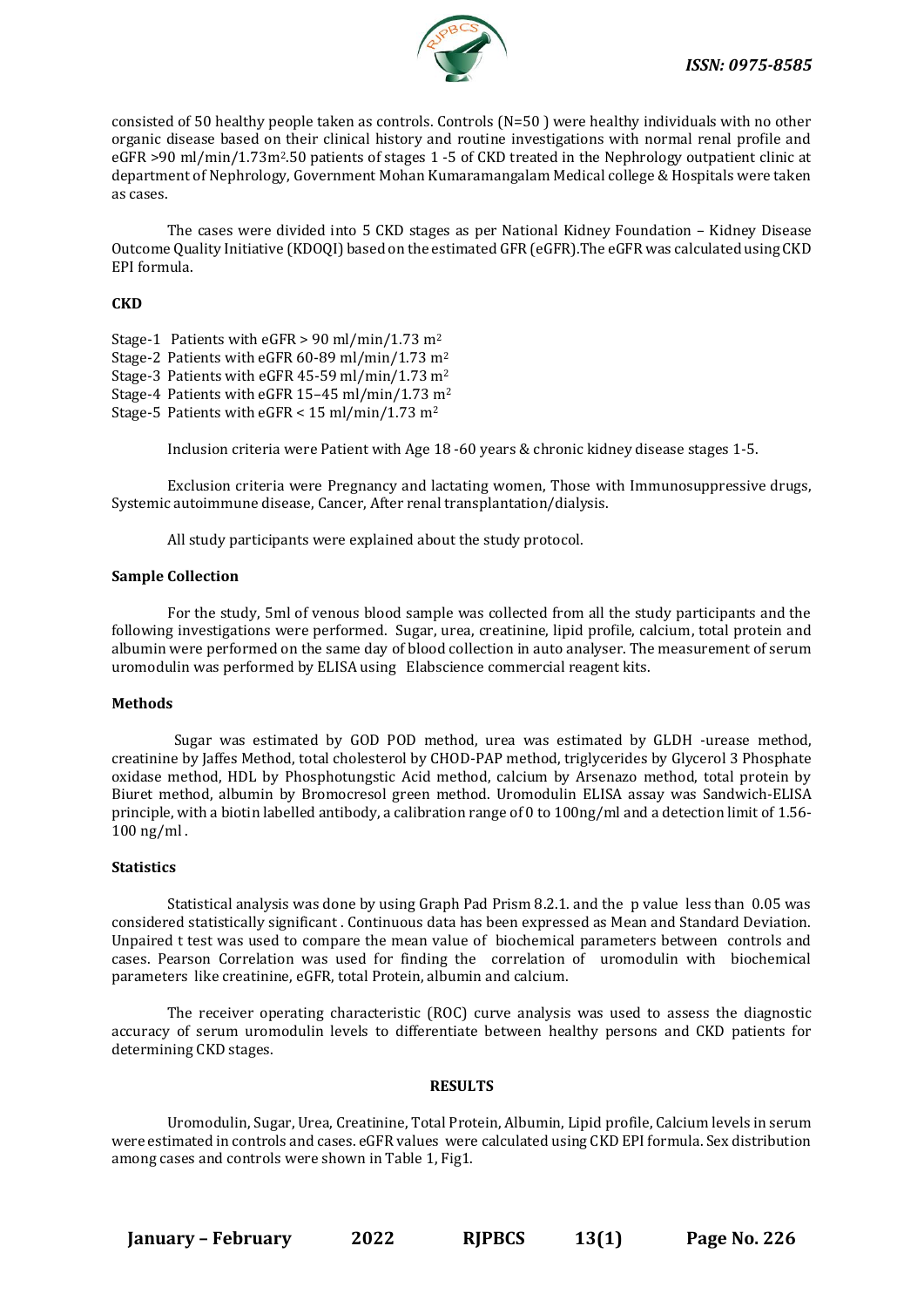consisted of 50 healthy people taken as controls. Controls (N=50 ) were healthy individuals with no other organic disease based on their clinical history and routine investigations with normal renal profile and eGFR >90 ml/min/1.73m$^2$.50 patients of stages 1 -5 of CKD treated in the Nephrology outpatient clinic at department of Nephrology, Government Mohan Kumaramangalam Medical college & Hospitals were taken as cases.

The cases were divided into 5 CKD stages as per National Kidney Foundation – Kidney Disease Outcome Quality Initiative (KDOQI) based on the estimated GFR (eGFR).The eGFR was calculated using CKD EPI formula.

### CKD

Stage-1 Patients with eGFR > 90 ml/min/1.73 m$^2$
Stage-2 Patients with eGFR 60-89 ml/min/1.73 m$^2$
Stage-3 Patients with eGFR 45-59 ml/min/1.73 m$^2$
Stage-4 Patients with eGFR 15–45 ml/min/1.73 m$^2$
Stage-5 Patients with eGFR < 15 ml/min/1.73 m$^2$

Inclusion criteria were Patient with Age 18 -60 years & chronic kidney disease stages 1-5.

Exclusion criteria were Pregnancy and lactating women, Those with Immunosuppressive drugs, Systemic autoimmune disease, Cancer, After renal transplantation/dialysis.

All study participants were explained about the study protocol.

### Sample Collection

For the study, 5ml of venous blood sample was collected from all the study participants and the following investigations were performed. Sugar, urea, creatinine, lipid profile, calcium, total protein and albumin were performed on the same day of blood collection in auto analyser. The measurement of serum uromodulin was performed by ELISA using Elabscience commercial reagent kits.

### Methods

Sugar was estimated by GOD POD method, urea was estimated by GLDH -urease method, creatinine by Jaffes Method, total cholesterol by CHOD-PAP method, triglycerides by Glycerol 3 Phosphate oxidase method, HDL by Phosphotungstic Acid method, calcium by Arsenazo method, total protein by Biuret method, albumin by Bromocresol green method. Uromodulin ELISA assay was Sandwich-ELISA principle, with a biotin labelled antibody, a calibration range of 0 to 100ng/ml and a detection limit of 1.56-100 ng/ml .

### Statistics

Statistical analysis was done by using Graph Pad Prism 8.2.1. and the p value less than 0.05 was considered statistically significant . Continuous data has been expressed as Mean and Standard Deviation. Unpaired t test was used to compare the mean value of biochemical parameters between controls and cases. Pearson Correlation was used for finding the correlation of uromodulin with biochemical parameters like creatinine, eGFR, total Protein, albumin and calcium.

The receiver operating characteristic (ROC) curve analysis was used to assess the diagnostic accuracy of serum uromodulin levels to differentiate between healthy persons and CKD patients for determining CKD stages.

## RESULTS

Uromodulin, Sugar, Urea, Creatinine, Total Protein, Albumin, Lipid profile, Calcium levels in serum were estimated in controls and cases. eGFR values were calculated using CKD EPI formula. Sex distribution among cases and controls were shown in Table 1, Fig1.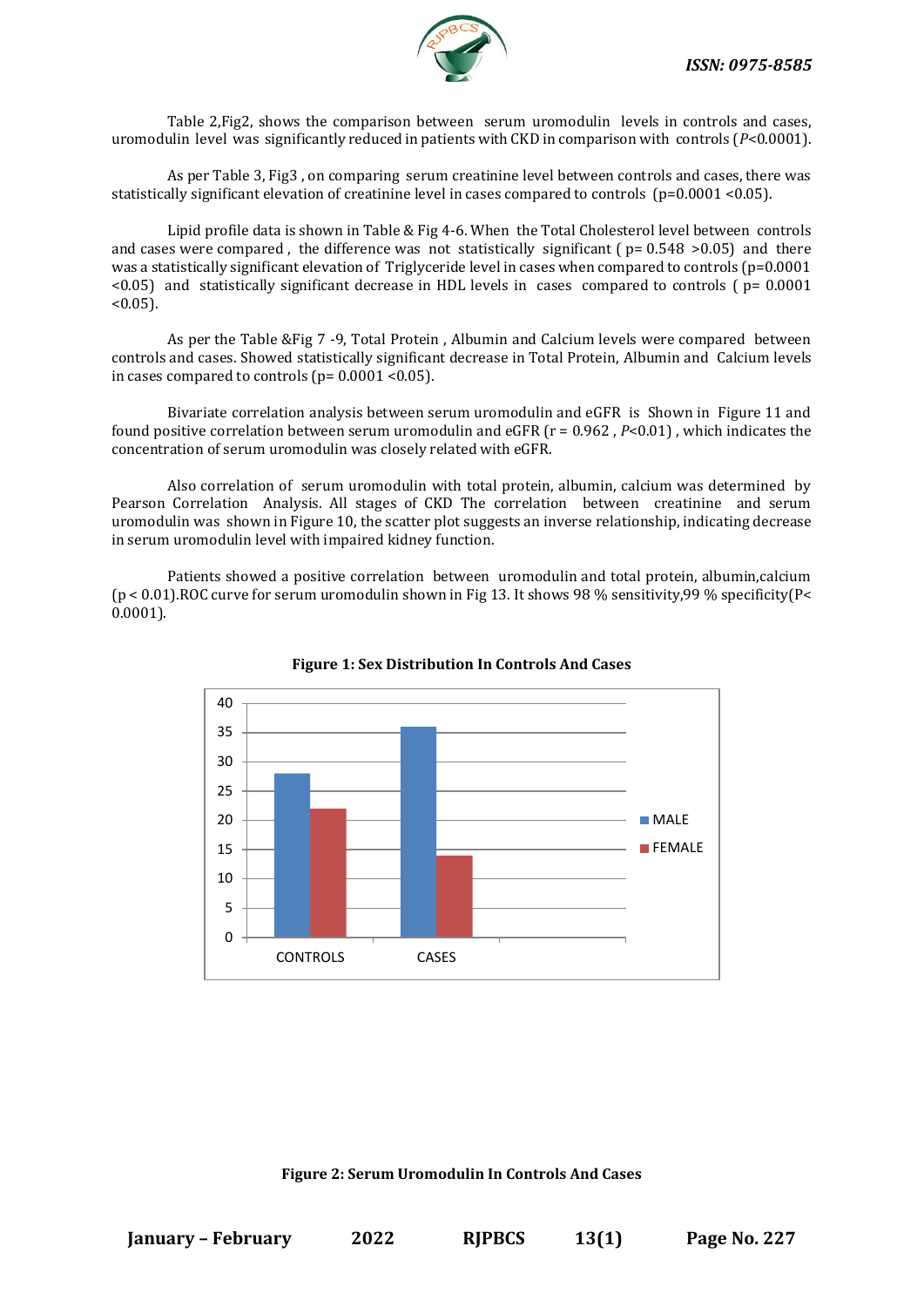Table 2,Fig2, shows the comparison between serum uromodulin levels in controls and cases, uromodulin level was significantly reduced in patients with CKD in comparison with controls ($P<0.0001$).

As per Table 3, Fig3 , on comparing serum creatinine level between controls and cases, there was statistically significant elevation of creatinine level in cases compared to controls ($p=0.0001 <0.05$).

Lipid profile data is shown in Table & Fig 4-6. When the Total Cholesterol level between controls and cases were compared , the difference was not statistically significant ( $p= 0.548 >0.05$) and there was a statistically significant elevation of Triglyceride level in cases when compared to controls ($p=0.0001 <0.05$) and statistically significant decrease in HDL levels in cases compared to controls ( $p= 0.0001 <0.05$).

As per the Table &Fig 7 -9, Total Protein , Albumin and Calcium levels were compared between controls and cases. Showed statistically significant decrease in Total Protein, Albumin and Calcium levels in cases compared to controls ($p= 0.0001 <0.05$).

Bivariate correlation analysis between serum uromodulin and eGFR is Shown in Figure 11 and found positive correlation between serum uromodulin and eGFR ($r = 0.962$ , $P<0.01$) , which indicates the concentration of serum uromodulin was closely related with eGFR.

Also correlation of serum uromodulin with total protein, albumin, calcium was determined by Pearson Correlation Analysis. All stages of CKD The correlation between creatinine and serum uromodulin was shown in Figure 10, the scatter plot suggests an inverse relationship, indicating decrease in serum uromodulin level with impaired kidney function.

Patients showed a positive correlation between uromodulin and total protein, albumin,calcium ($p < 0.01$).ROC curve for serum uromodulin shown in Fig 13. It shows 98 % sensitivity,99 % specificity($P< 0.0001$).

**Figure 1: Sex Distribution In Controls And Cases**

| | MALE | FEMALE |
|---|---|---|
| CONTROLS | 28 | 22 |
| CASES | 36 | 14 |

**Figure 2: Serum Uromodulin In Controls And Cases**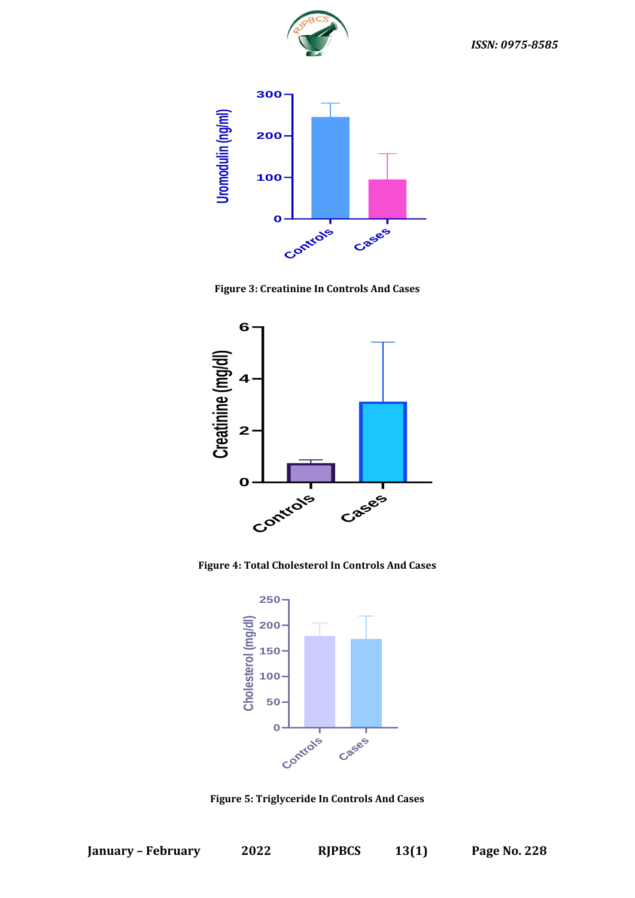Figure 3: Creatinine In Controls And Cases

Figure 4: Total Cholesterol In Controls And Cases

Figure 5: Triglyceride In Controls And Cases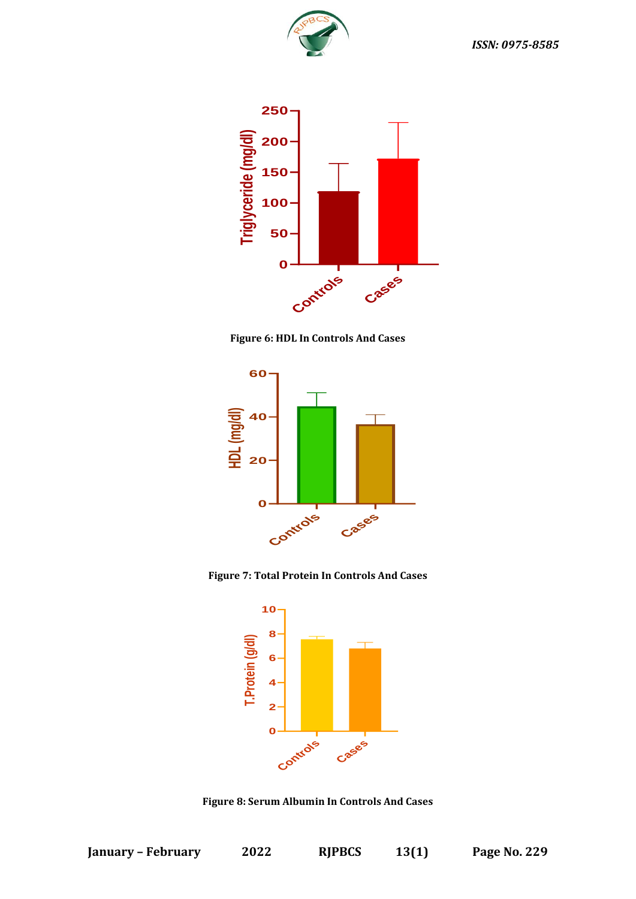Figure 6: HDL In Controls And Cases

Figure 7: Total Protein In Controls And Cases

Figure 8: Serum Albumin In Controls And Cases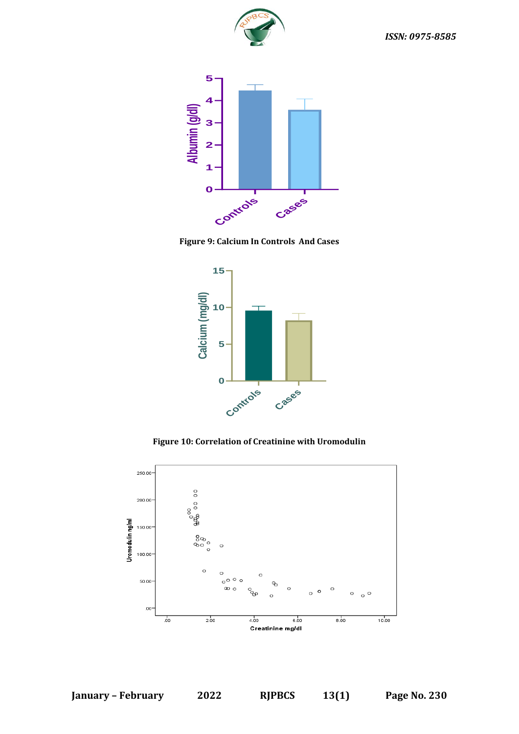Figure 9: Calcium In Controls And Cases

Figure 10: Correlation of Creatinine with Uromodulin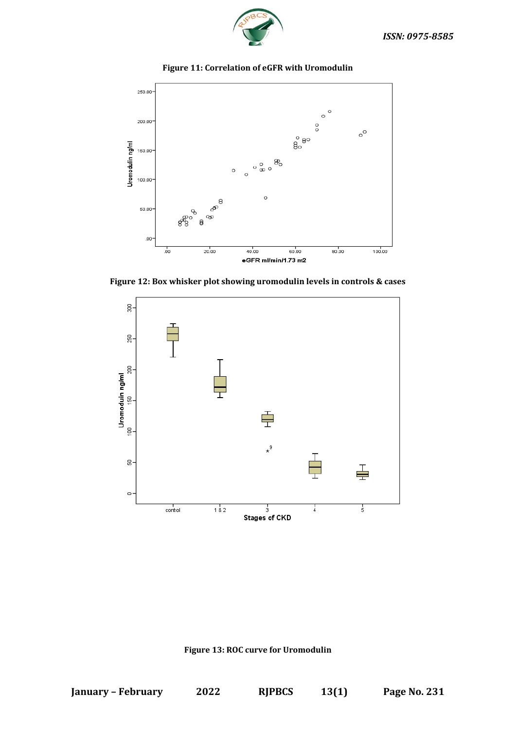**Figure 11: Correlation of eGFR with Uromodulin**

**Figure 12: Box whisker plot showing uromodulin levels in controls & cases**

**Figure 13: ROC curve for Uromodulin**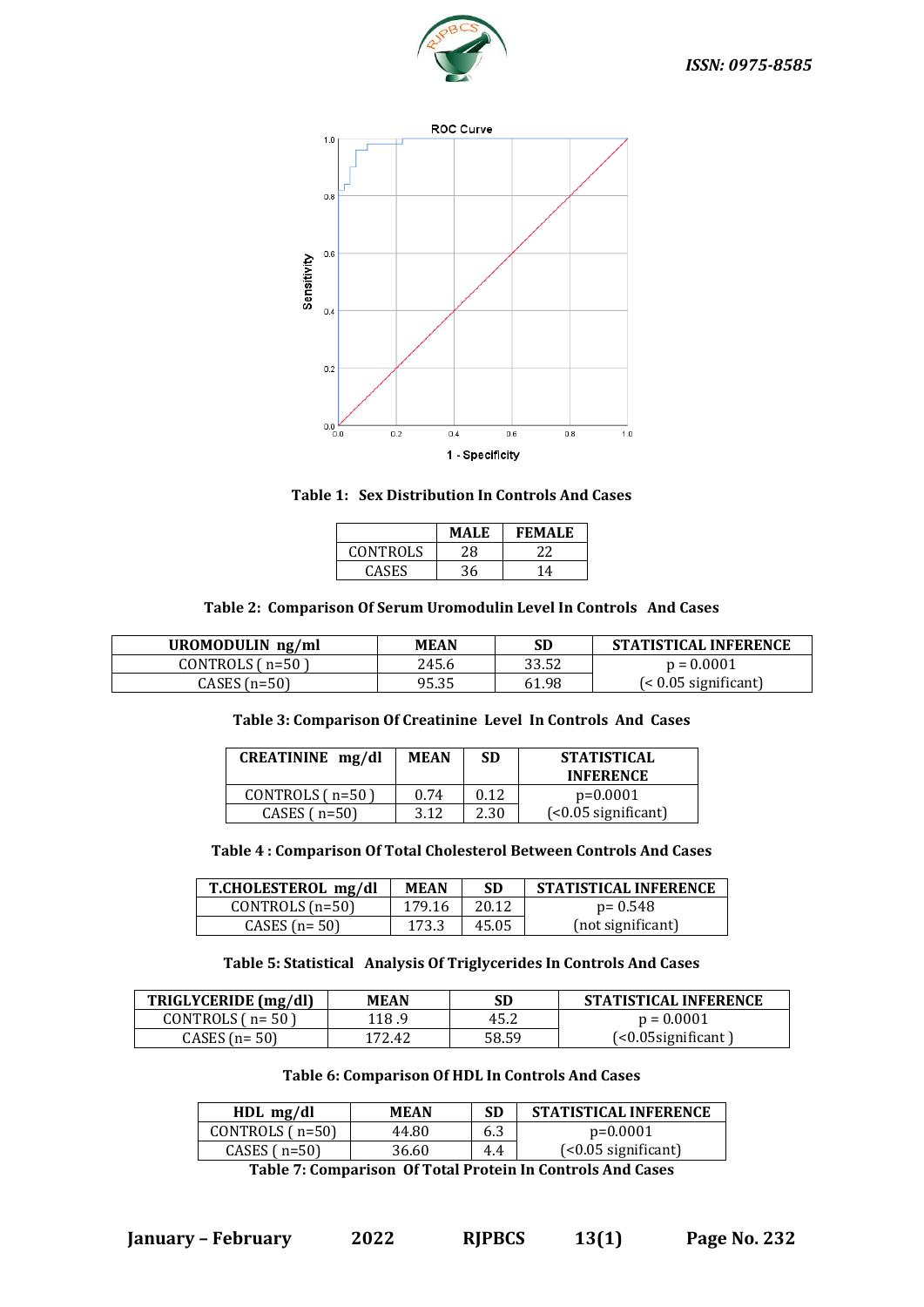**Table 1: Sex Distribution In Controls And Cases**

| | MALE | FEMALE |
|---|---|---|
| CONTROLS | 28 | 22 |
| CASES | 36 | 14 |

**Table 2: Comparison Of Serum Uromodulin Level In Controls And Cases**

| UROMODULIN ng/ml | MEAN | SD | STATISTICAL INFERENCE |
|---|---|---|---|
| CONTROLS ( n=50 ) | 245.6 | 33.52 | p = 0.0001 |
| CASES (n=50) | 95.35 | 61.98 | (< 0.05 significant) |

**Table 3: Comparison Of Creatinine Level In Controls And Cases**

| CREATININE mg/dl | MEAN | SD | STATISTICAL INFERENCE |
|---|---|---|---|
| CONTROLS ( n=50 ) | 0.74 | 0.12 | p=0.0001 |
| CASES ( n=50) | 3.12 | 2.30 | (<0.05 significant) |

**Table 4 : Comparison Of Total Cholesterol Between Controls And Cases**

| T.CHOLESTEROL mg/dl | MEAN | SD | STATISTICAL INFERENCE |
|---|---|---|---|
| CONTROLS (n=50) | 179.16 | 20.12 | p= 0.548 |
| CASES (n= 50) | 173.3 | 45.05 | (not significant) |

**Table 5: Statistical Analysis Of Triglycerides In Controls And Cases**

| TRIGLYCERIDE (mg/dl) | MEAN | SD | STATISTICAL INFERENCE |
|---|---|---|---|
| CONTROLS ( n= 50 ) | 118 .9 | 45.2 | p = 0.0001 |
| CASES (n= 50) | 172.42 | 58.59 | (<0.05significant ) |

**Table 6: Comparison Of HDL In Controls And Cases**

| HDL mg/dl | MEAN | SD | STATISTICAL INFERENCE |
|---|---|---|---|
| CONTROLS ( n=50) | 44.80 | 6.3 | p=0.0001 |
| CASES ( n=50) | 36.60 | 4.4 | (<0.05 significant) |

**Table 7: Comparison Of Total Protein In Controls And Cases**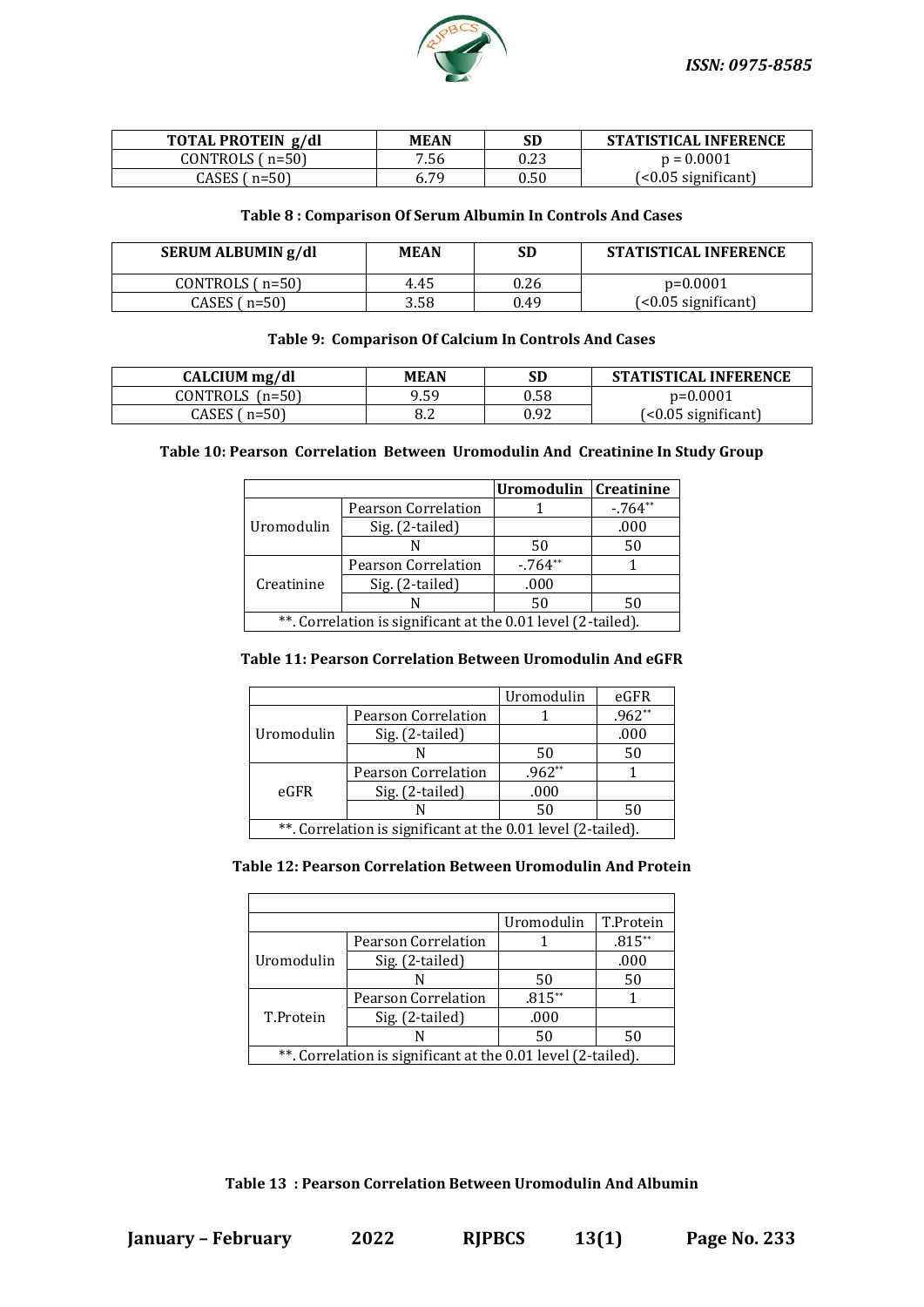| TOTAL PROTEIN g/dl | MEAN | SD | STATISTICAL INFERENCE |
|---|---|---|---|
| CONTROLS ( n=50) | 7.56 | 0.23 | p = 0.0001 |
| CASES ( n=50) | 6.79 | 0.50 | (<0.05 significant) |

**Table 8 : Comparison Of Serum Albumin In Controls And Cases**

| SERUM ALBUMIN g/dl | MEAN | SD | STATISTICAL INFERENCE |
|---|---|---|---|
| CONTROLS ( n=50) | 4.45 | 0.26 | p=0.0001 |
| CASES ( n=50) | 3.58 | 0.49 | (<0.05 significant) |

**Table 9: Comparison Of Calcium In Controls And Cases**

| CALCIUM mg/dl | MEAN | SD | STATISTICAL INFERENCE |
|---|---|---|---|
| CONTROLS (n=50) | 9.59 | 0.58 | p=0.0001 |
| CASES ( n=50) | 8.2 | 0.92 | (<0.05 significant) |

**Table 10: Pearson Correlation Between Uromodulin And Creatinine In Study Group**

| | | Uromodulin | Creatinine |
|---|---|---|---|
| Uromodulin | Pearson Correlation | 1 | -.764** |
| | Sig. (2-tailed) | | .000 |
| | N | 50 | 50 |
| Creatinine | Pearson Correlation | -.764** | 1 |
| | Sig. (2-tailed) | .000 | |
| | N | 50 | 50 |

**. Correlation is significant at the 0.01 level (2-tailed).

**Table 11: Pearson Correlation Between Uromodulin And eGFR**

| | | Uromodulin | eGFR |
|---|---|---|---|
| Uromodulin | Pearson Correlation | 1 | .962** |
| | Sig. (2-tailed) | | .000 |
| | N | 50 | 50 |
| eGFR | Pearson Correlation | .962** | 1 |
| | Sig. (2-tailed) | .000 | |
| | N | 50 | 50 |

**. Correlation is significant at the 0.01 level (2-tailed).

**Table 12: Pearson Correlation Between Uromodulin And Protein**

| | | Uromodulin | T.Protein |
|---|---|---|---|
| Uromodulin | Pearson Correlation | 1 | .815** |
| | Sig. (2-tailed) | | .000 |
| | N | 50 | 50 |
| T.Protein | Pearson Correlation | .815** | 1 |
| | Sig. (2-tailed) | .000 | |
| | N | 50 | 50 |

**. Correlation is significant at the 0.01 level (2-tailed).

**Table 13 : Pearson Correlation Between Uromodulin And Albumin**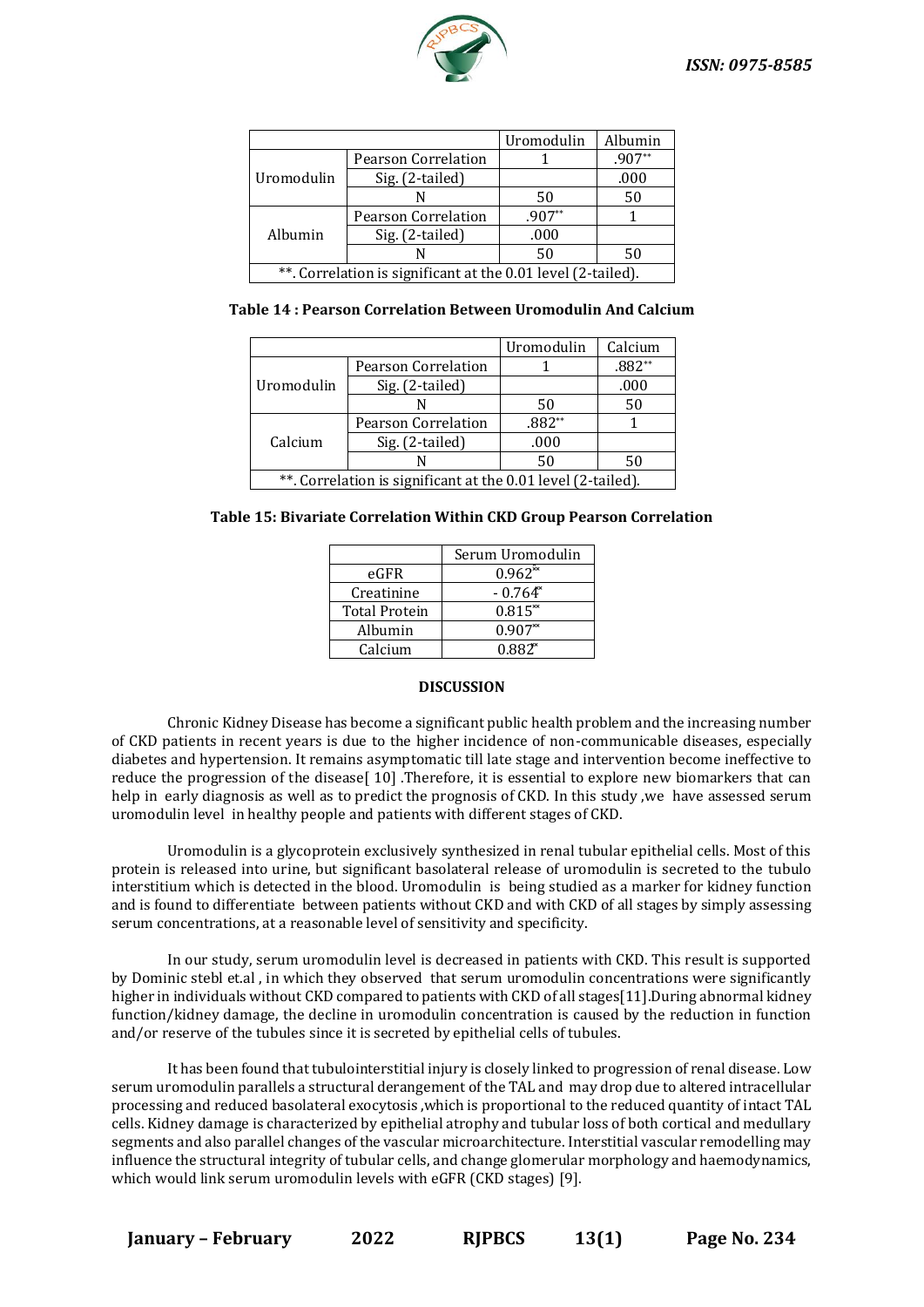| | | Uromodulin | Albumin |
|---|---|---|---|
| Uromodulin | Pearson Correlation | 1 | .907** |
| | Sig. (2-tailed) | | .000 |
| | N | 50 | 50 |
| Albumin | Pearson Correlation | .907** | 1 |
| | Sig. (2-tailed) | .000 | |
| | N | 50 | 50 |
| **. Correlation is significant at the 0.01 level (2-tailed). | | | |

**Table 14 : Pearson Correlation Between Uromodulin And Calcium**

| | | Uromodulin | Calcium |
|---|---|---|---|
| Uromodulin | Pearson Correlation | 1 | .882** |
| | Sig. (2-tailed) | | .000 |
| | N | 50 | 50 |
| Calcium | Pearson Correlation | .882** | 1 |
| | Sig. (2-tailed) | .000 | |
| | N | 50 | 50 |
| **. Correlation is significant at the 0.01 level (2-tailed). | | | |

**Table 15: Bivariate Correlation Within CKD Group Pearson Correlation**

| | Serum Uromodulin |
|---|---|
| eGFR | 0.962** |
| Creatinine | - 0.764* |
| Total Protein | 0.815** |
| Albumin | 0.907** |
| Calcium | 0.882* |

## DISCUSSION

Chronic Kidney Disease has become a significant public health problem and the increasing number of CKD patients in recent years is due to the higher incidence of non-communicable diseases, especially diabetes and hypertension. It remains asymptomatic till late stage and intervention become ineffective to reduce the progression of the disease[ 10] .Therefore, it is essential to explore new biomarkers that can help in early diagnosis as well as to predict the prognosis of CKD. In this study ,we have assessed serum uromodulin level in healthy people and patients with different stages of CKD.

Uromodulin is a glycoprotein exclusively synthesized in renal tubular epithelial cells. Most of this protein is released into urine, but significant basolateral release of uromodulin is secreted to the tubulo interstitium which is detected in the blood. Uromodulin is being studied as a marker for kidney function and is found to differentiate between patients without CKD and with CKD of all stages by simply assessing serum concentrations, at a reasonable level of sensitivity and specificity.

In our study, serum uromodulin level is decreased in patients with CKD. This result is supported by Dominic stebl et.al , in which they observed that serum uromodulin concentrations were significantly higher in individuals without CKD compared to patients with CKD of all stages[11].During abnormal kidney function/kidney damage, the decline in uromodulin concentration is caused by the reduction in function and/or reserve of the tubules since it is secreted by epithelial cells of tubules.

It has been found that tubulointerstitial injury is closely linked to progression of renal disease. Low serum uromodulin parallels a structural derangement of the TAL and may drop due to altered intracellular processing and reduced basolateral exocytosis ,which is proportional to the reduced quantity of intact TAL cells. Kidney damage is characterized by epithelial atrophy and tubular loss of both cortical and medullary segments and also parallel changes of the vascular microarchitecture. Interstitial vascular remodelling may influence the structural integrity of tubular cells, and change glomerular morphology and haemodynamics, which would link serum uromodulin levels with eGFR (CKD stages) [9].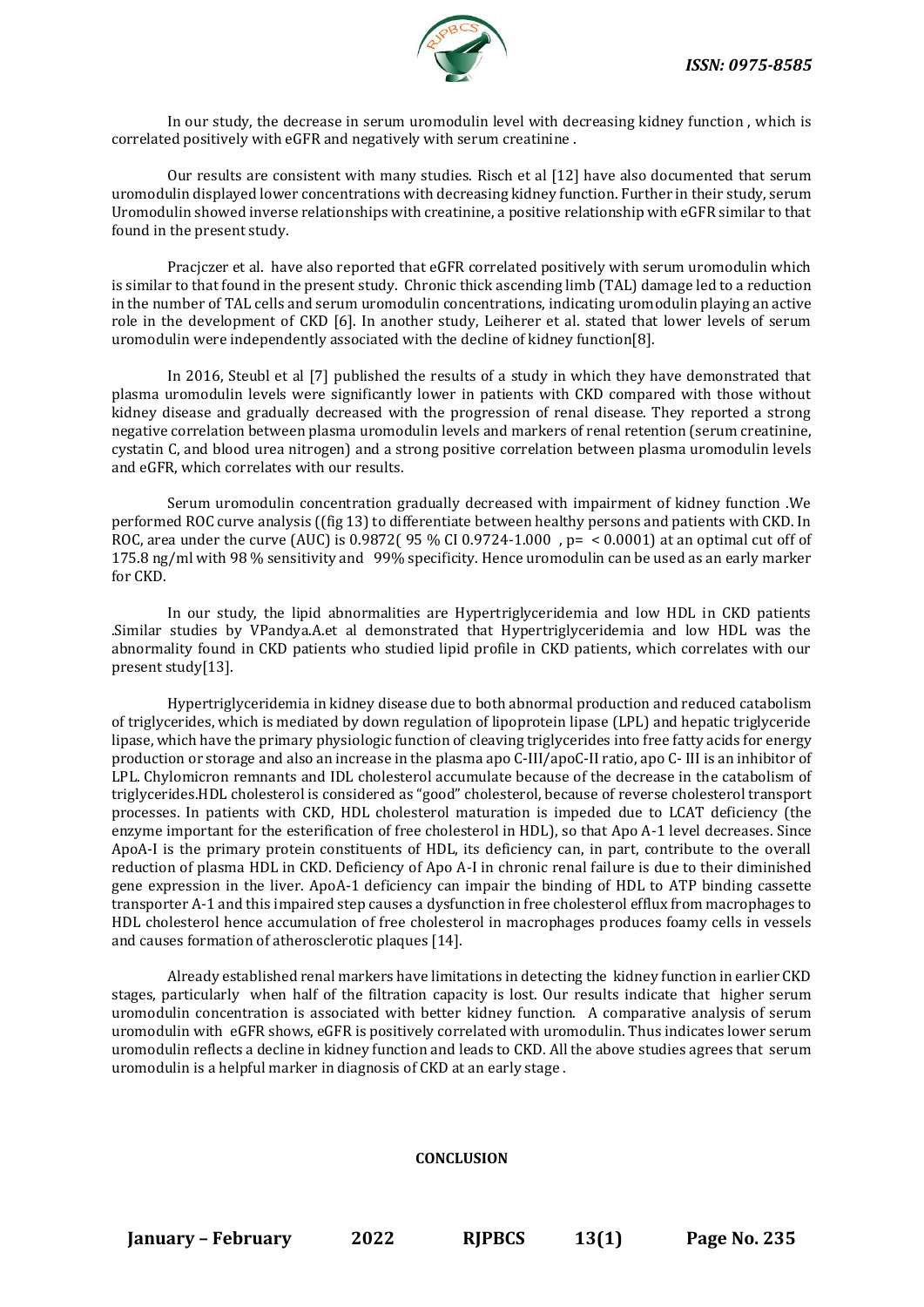In our study, the decrease in serum uromodulin level with decreasing kidney function , which is correlated positively with eGFR and negatively with serum creatinine .

Our results are consistent with many studies. Risch et al [12] have also documented that serum uromodulin displayed lower concentrations with decreasing kidney function. Further in their study, serum Uromodulin showed inverse relationships with creatinine, a positive relationship with eGFR similar to that found in the present study.

Pracjczer et al. have also reported that eGFR correlated positively with serum uromodulin which is similar to that found in the present study. Chronic thick ascending limb (TAL) damage led to a reduction in the number of TAL cells and serum uromodulin concentrations, indicating uromodulin playing an active role in the development of CKD [6]. In another study, Leiherer et al. stated that lower levels of serum uromodulin were independently associated with the decline of kidney function[8].

In 2016, Steubl et al [7] published the results of a study in which they have demonstrated that plasma uromodulin levels were significantly lower in patients with CKD compared with those without kidney disease and gradually decreased with the progression of renal disease. They reported a strong negative correlation between plasma uromodulin levels and markers of renal retention (serum creatinine, cystatin C, and blood urea nitrogen) and a strong positive correlation between plasma uromodulin levels and eGFR, which correlates with our results.

Serum uromodulin concentration gradually decreased with impairment of kidney function .We performed ROC curve analysis ((fig 13) to differentiate between healthy persons and patients with CKD. In ROC, area under the curve (AUC) is 0.9872( 95 % CI 0.9724-1.000 , p= < 0.0001) at an optimal cut off of 175.8 ng/ml with 98 % sensitivity and 99% specificity. Hence uromodulin can be used as an early marker for CKD.

In our study, the lipid abnormalities are Hypertriglyceridemia and low HDL in CKD patients .Similar studies by VPandya.A.et al demonstrated that Hypertriglyceridemia and low HDL was the abnormality found in CKD patients who studied lipid profile in CKD patients, which correlates with our present study[13].

Hypertriglyceridemia in kidney disease due to both abnormal production and reduced catabolism of triglycerides, which is mediated by down regulation of lipoprotein lipase (LPL) and hepatic triglyceride lipase, which have the primary physiologic function of cleaving triglycerides into free fatty acids for energy production or storage and also an increase in the plasma apo C-III/apoC-II ratio, apo C- III is an inhibitor of LPL. Chylomicron remnants and IDL cholesterol accumulate because of the decrease in the catabolism of triglycerides.HDL cholesterol is considered as "good" cholesterol, because of reverse cholesterol transport processes. In patients with CKD, HDL cholesterol maturation is impeded due to LCAT deficiency (the enzyme important for the esterification of free cholesterol in HDL), so that Apo A-1 level decreases. Since ApoA-I is the primary protein constituents of HDL, its deficiency can, in part, contribute to the overall reduction of plasma HDL in CKD. Deficiency of Apo A-I in chronic renal failure is due to their diminished gene expression in the liver. ApoA-1 deficiency can impair the binding of HDL to ATP binding cassette transporter A-1 and this impaired step causes a dysfunction in free cholesterol efflux from macrophages to HDL cholesterol hence accumulation of free cholesterol in macrophages produces foamy cells in vessels and causes formation of atherosclerotic plaques [14].

Already established renal markers have limitations in detecting the kidney function in earlier CKD stages, particularly when half of the filtration capacity is lost. Our results indicate that higher serum uromodulin concentration is associated with better kidney function. A comparative analysis of serum uromodulin with eGFR shows, eGFR is positively correlated with uromodulin. Thus indicates lower serum uromodulin reflects a decline in kidney function and leads to CKD. All the above studies agrees that serum uromodulin is a helpful marker in diagnosis of CKD at an early stage .

## CONCLUSION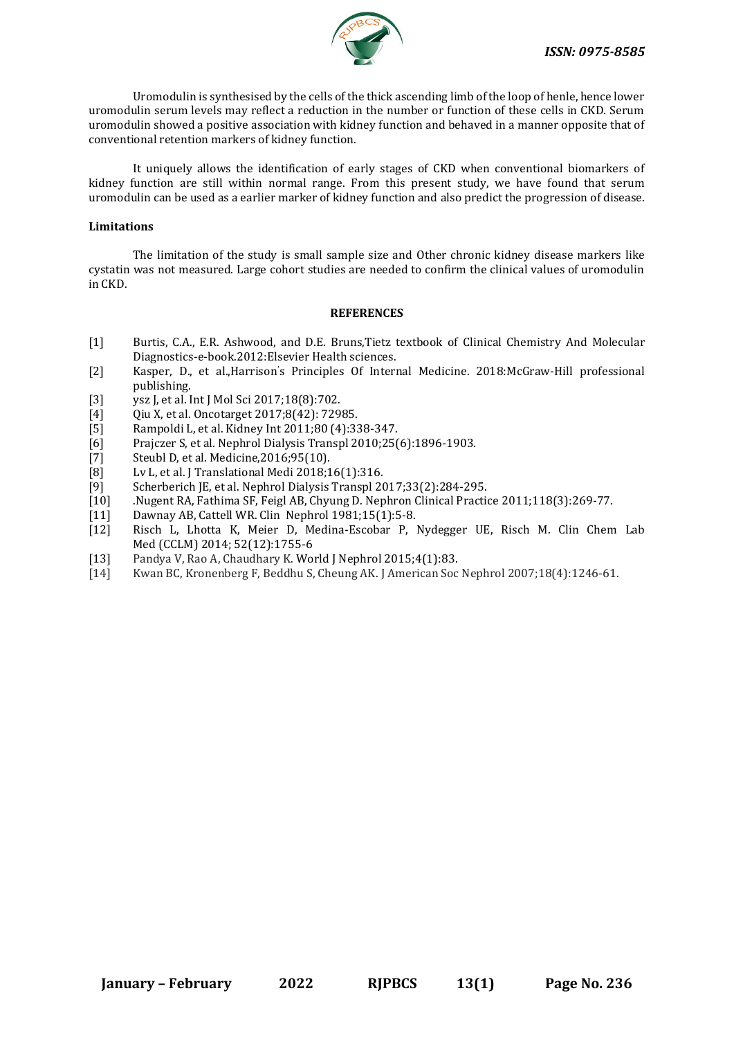Uromodulin is synthesised by the cells of the thick ascending limb of the loop of henle, hence lower uromodulin serum levels may reflect a reduction in the number or function of these cells in CKD. Serum uromodulin showed a positive association with kidney function and behaved in a manner opposite that of conventional retention markers of kidney function.

It uniquely allows the identification of early stages of CKD when conventional biomarkers of kidney function are still within normal range. From this present study, we have found that serum uromodulin can be used as a earlier marker of kidney function and also predict the progression of disease.

### Limitations

The limitation of the study is small sample size and Other chronic kidney disease markers like cystatin was not measured. Large cohort studies are needed to confirm the clinical values of uromodulin in CKD.

## REFERENCES

[1] Burtis, C.A., E.R. Ashwood, and D.E. Bruns,Tietz textbook of Clinical Chemistry And Molecular Diagnostics-e-book.2012:Elsevier Health sciences.
[2] Kasper, D., et al.,Harrison's Principles Of Internal Medicine. 2018:McGraw-Hill professional publishing.
[3] ysz J, et al. Int J Mol Sci 2017;18(8):702.
[4] Qiu X, et al. Oncotarget 2017;8(42): 72985.
[5] Rampoldi L, et al. Kidney Int 2011;80 (4):338-347.
[6] Prajczer S, et al. Nephrol Dialysis Transpl 2010;25(6):1896-1903.
[7] Steubl D, et al. Medicine,2016;95(10).
[8] Lv L, et al. J Translational Medi 2018;16(1):316.
[9] Scherberich JE, et al. Nephrol Dialysis Transpl 2017;33(2):284-295.
[10] .Nugent RA, Fathima SF, Feigl AB, Chyung D. Nephron Clinical Practice 2011;118(3):269-77.
[11] Dawnay AB, Cattell WR. Clin Nephrol 1981;15(1):5-8.
[12] Risch L, Lhotta K, Meier D, Medina-Escobar P, Nydegger UE, Risch M. Clin Chem Lab Med (CCLM) 2014; 52(12):1755-6
[13] Pandya V, Rao A, Chaudhary K. World J Nephrol 2015;4(1):83.
[14] Kwan BC, Kronenberg F, Beddhu S, Cheung AK. J American Soc Nephrol 2007;18(4):1246-61.